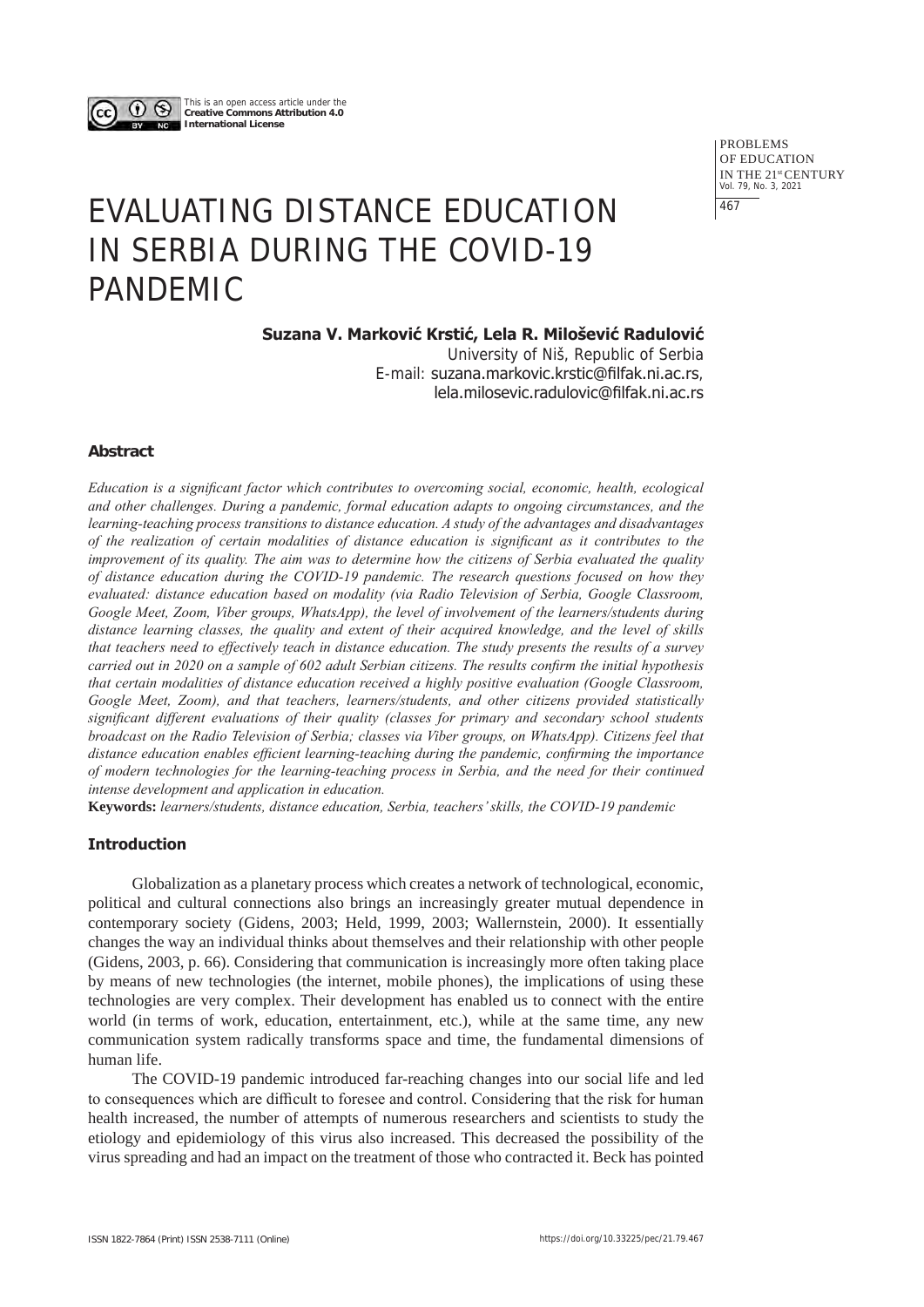This is an open access article under the **Creative Commons Attribution 4.0 International License**

# EVALUATING DISTANCE EDUCATION IN SERBIA DURING THE COVID-19 PANDEMIC

**Suzana V. Marković Krstić, Lela R. Milošević Radulović**

University of Niš, Republic of Serbia
E-mail: suzana.markovic.krstic@filfak.ni.ac.rs, lela.milosevic.radulovic@filfak.ni.ac.rs

### Abstract

*Education is a significant factor which contributes to overcoming social, economic, health, ecological and other challenges. During a pandemic, formal education adapts to ongoing circumstances, and the learning-teaching process transitions to distance education. A study of the advantages and disadvantages of the realization of certain modalities of distance education is significant as it contributes to the improvement of its quality. The aim was to determine how the citizens of Serbia evaluated the quality of distance education during the COVID-19 pandemic. The research questions focused on how they evaluated: distance education based on modality (via Radio Television of Serbia, Google Classroom, Google Meet, Zoom, Viber groups, WhatsApp), the level of involvement of the learners/students during distance learning classes, the quality and extent of their acquired knowledge, and the level of skills that teachers need to effectively teach in distance education. The study presents the results of a survey carried out in 2020 on a sample of 602 adult Serbian citizens. The results confirm the initial hypothesis that certain modalities of distance education received a highly positive evaluation (Google Classroom, Google Meet, Zoom), and that teachers, learners/students, and other citizens provided statistically significant different evaluations of their quality (classes for primary and secondary school students broadcast on the Radio Television of Serbia; classes via Viber groups, on WhatsApp). Citizens feel that distance education enables efficient learning-teaching during the pandemic, confirming the importance of modern technologies for the learning-teaching process in Serbia, and the need for their continued intense development and application in education.*

**Keywords:** *learners/students, distance education, Serbia, teachers' skills, the COVID-19 pandemic*

### Introduction

Globalization as a planetary process which creates a network of technological, economic, political and cultural connections also brings an increasingly greater mutual dependence in contemporary society (Gidens, 2003; Held, 1999, 2003; Wallernstein, 2000). It essentially changes the way an individual thinks about themselves and their relationship with other people (Gidens, 2003, p. 66). Considering that communication is increasingly more often taking place by means of new technologies (the internet, mobile phones), the implications of using these technologies are very complex. Their development has enabled us to connect with the entire world (in terms of work, education, entertainment, etc.), while at the same time, any new communication system radically transforms space and time, the fundamental dimensions of human life.

The COVID-19 pandemic introduced far-reaching changes into our social life and led to consequences which are difficult to foresee and control. Considering that the risk for human health increased, the number of attempts of numerous researchers and scientists to study the etiology and epidemiology of this virus also increased. This decreased the possibility of the virus spreading and had an impact on the treatment of those who contracted it. Beck has pointed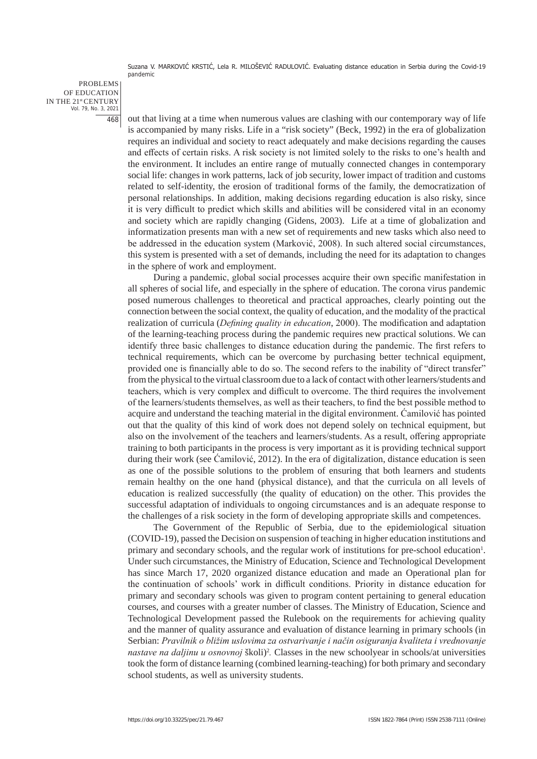out that living at a time when numerous values are clashing with our contemporary way of life is accompanied by many risks. Life in a "risk society" (Beck, 1992) in the era of globalization requires an individual and society to react adequately and make decisions regarding the causes and effects of certain risks. A risk society is not limited solely to the risks to one's health and the environment. It includes an entire range of mutually connected changes in contemporary social life: changes in work patterns, lack of job security, lower impact of tradition and customs related to self-identity, the erosion of traditional forms of the family, the democratization of personal relationships. In addition, making decisions regarding education is also risky, since it is very difficult to predict which skills and abilities will be considered vital in an economy and society which are rapidly changing (Gidens, 2003). Life at a time of globalization and informatization presents man with a new set of requirements and new tasks which also need to be addressed in the education system (Marković, 2008). In such altered social circumstances, this system is presented with a set of demands, including the need for its adaptation to changes in the sphere of work and employment.

During a pandemic, global social processes acquire their own specific manifestation in all spheres of social life, and especially in the sphere of education. The corona virus pandemic posed numerous challenges to theoretical and practical approaches, clearly pointing out the connection between the social context, the quality of education, and the modality of the practical realization of curricula (*Defining quality in education*, 2000). The modification and adaptation of the learning-teaching process during the pandemic requires new practical solutions. We can identify three basic challenges to distance education during the pandemic. The first refers to technical requirements, which can be overcome by purchasing better technical equipment, provided one is financially able to do so. The second refers to the inability of "direct transfer" from the physical to the virtual classroom due to a lack of contact with other learners/students and teachers, which is very complex and difficult to overcome. The third requires the involvement of the learners/students themselves, as well as their teachers, to find the best possible method to acquire and understand the teaching material in the digital environment. Ćamilović has pointed out that the quality of this kind of work does not depend solely on technical equipment, but also on the involvement of the teachers and learners/students. As a result, offering appropriate training to both participants in the process is very important as it is providing technical support during their work (see Ćamilović, 2012). In the era of digitalization, distance education is seen as one of the possible solutions to the problem of ensuring that both learners and students remain healthy on the one hand (physical distance), and that the curricula on all levels of education is realized successfully (the quality of education) on the other. This provides the successful adaptation of individuals to ongoing circumstances and is an adequate response to the challenges of a risk society in the form of developing appropriate skills and competences.

The Government of the Republic of Serbia, due to the epidemiological situation (COVID-19), passed the Decision on suspension of teaching in higher education institutions and primary and secondary schools, and the regular work of institutions for pre-school education[1]. Under such circumstances, the Ministry of Education, Science and Technological Development has since March 17, 2020 organized distance education and made an Operational plan for the continuation of schools' work in difficult conditions. Priority in distance education for primary and secondary schools was given to program content pertaining to general education courses, and courses with a greater number of classes. The Ministry of Education, Science and Technological Development passed the Rulebook on the requirements for achieving quality and the manner of quality assurance and evaluation of distance learning in primary schools (in Serbian: *Pravilnik o bližim uslovima za ostvarivanje i način osiguranja kvaliteta i vrednovanje nastave na daljinu u osnovnoj* školi)[2]. Classes in the new schoolyear in schools/at universities took the form of distance learning (combined learning-teaching) for both primary and secondary school students, as well as university students.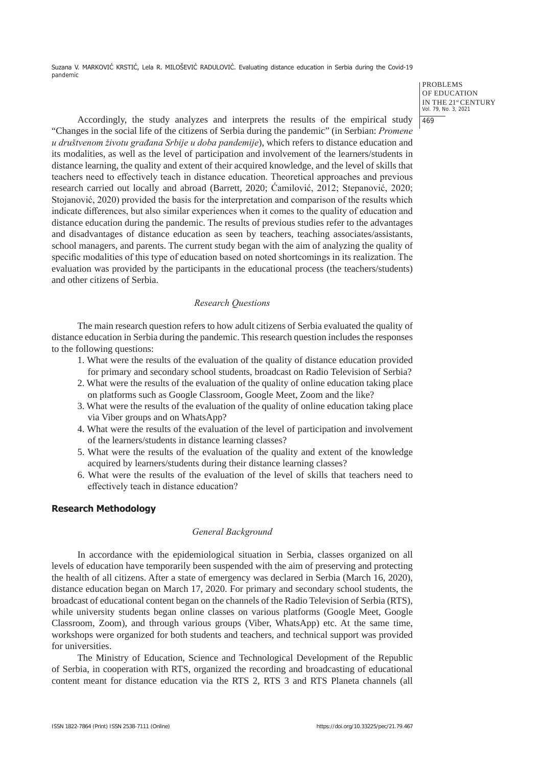Accordingly, the study analyzes and interprets the results of the empirical study "Changes in the social life of the citizens of Serbia during the pandemic" (in Serbian: *Promene u društvenom životu građana Srbije u doba pandemije*), which refers to distance education and its modalities, as well as the level of participation and involvement of the learners/students in distance learning, the quality and extent of their acquired knowledge, and the level of skills that teachers need to effectively teach in distance education. Theoretical approaches and previous research carried out locally and abroad (Barrett, 2020; Ćamilović, 2012; Stepanović, 2020; Stojanović, 2020) provided the basis for the interpretation and comparison of the results which indicate differences, but also similar experiences when it comes to the quality of education and distance education during the pandemic. The results of previous studies refer to the advantages and disadvantages of distance education as seen by teachers, teaching associates/assistants, school managers, and parents. The current study began with the aim of analyzing the quality of specific modalities of this type of education based on noted shortcomings in its realization. The evaluation was provided by the participants in the educational process (the teachers/students) and other citizens of Serbia.

### *Research Questions*

The main research question refers to how adult citizens of Serbia evaluated the quality of distance education in Serbia during the pandemic. This research question includes the responses to the following questions:

1. What were the results of the evaluation of the quality of distance education provided for primary and secondary school students, broadcast on Radio Television of Serbia?
2. What were the results of the evaluation of the quality of online education taking place on platforms such as Google Classroom, Google Meet, Zoom and the like?
3. What were the results of the evaluation of the quality of online education taking place via Viber groups and on WhatsApp?
4. What were the results of the evaluation of the level of participation and involvement of the learners/students in distance learning classes?
5. What were the results of the evaluation of the quality and extent of the knowledge acquired by learners/students during their distance learning classes?
6. What were the results of the evaluation of the level of skills that teachers need to effectively teach in distance education?

## Research Methodology

### *General Background*

In accordance with the epidemiological situation in Serbia, classes organized on all levels of education have temporarily been suspended with the aim of preserving and protecting the health of all citizens. After a state of emergency was declared in Serbia (March 16, 2020), distance education began on March 17, 2020. For primary and secondary school students, the broadcast of educational content began on the channels of the Radio Television of Serbia (RTS), while university students began online classes on various platforms (Google Meet, Google Classroom, Zoom), and through various groups (Viber, WhatsApp) etc. At the same time, workshops were organized for both students and teachers, and technical support was provided for universities.

The Ministry of Education, Science and Technological Development of the Republic of Serbia, in cooperation with RTS, organized the recording and broadcasting of educational content meant for distance education via the RTS 2, RTS 3 and RTS Planeta channels (all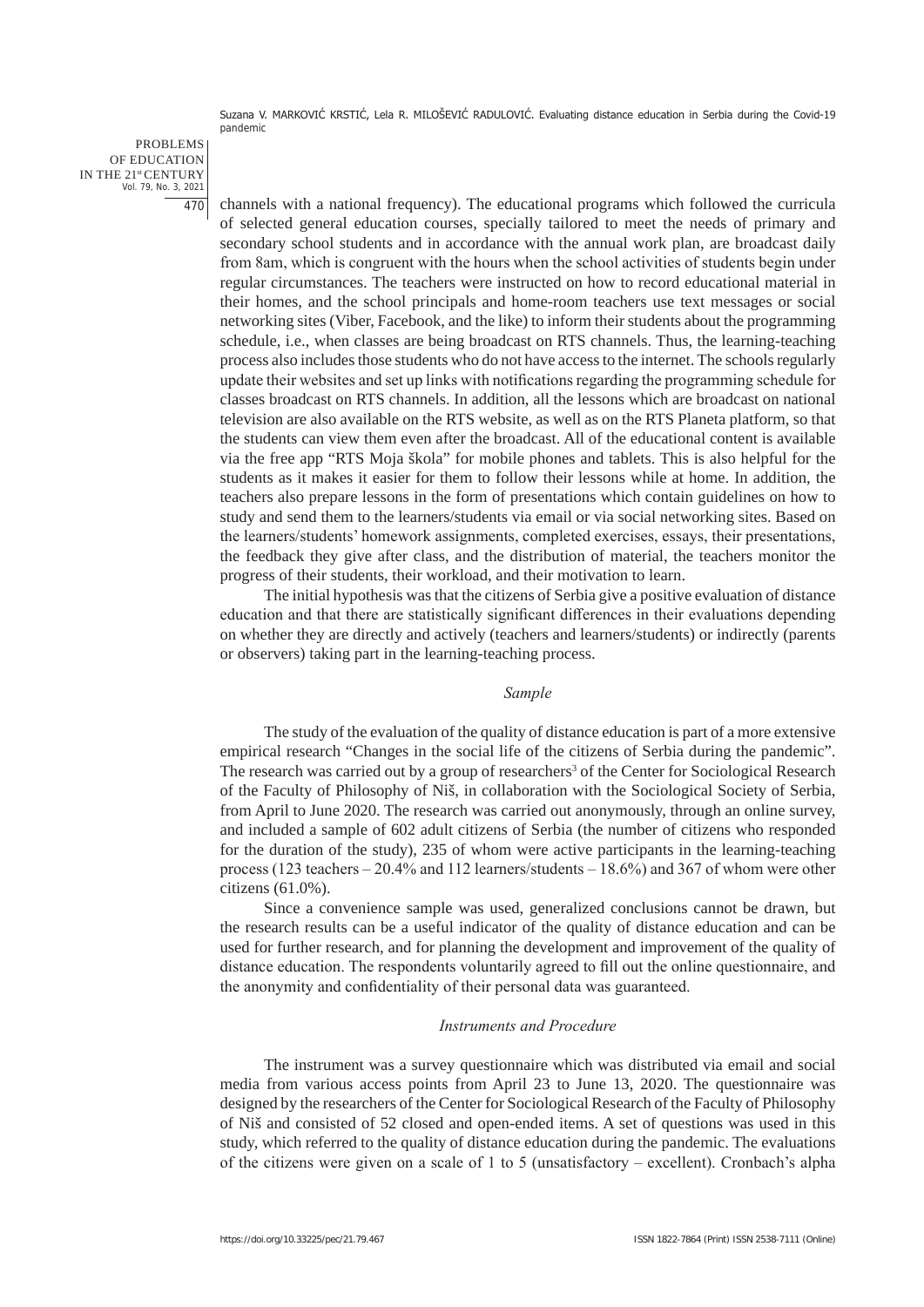channels with a national frequency). The educational programs which followed the curricula of selected general education courses, specially tailored to meet the needs of primary and secondary school students and in accordance with the annual work plan, are broadcast daily from 8am, which is congruent with the hours when the school activities of students begin under regular circumstances. The teachers were instructed on how to record educational material in their homes, and the school principals and home-room teachers use text messages or social networking sites (Viber, Facebook, and the like) to inform their students about the programming schedule, i.e., when classes are being broadcast on RTS channels. Thus, the learning-teaching process also includes those students who do not have access to the internet. The schools regularly update their websites and set up links with notifications regarding the programming schedule for classes broadcast on RTS channels. In addition, all the lessons which are broadcast on national television are also available on the RTS website, as well as on the RTS Planeta platform, so that the students can view them even after the broadcast. All of the educational content is available via the free app "RTS Moja škola" for mobile phones and tablets. This is also helpful for the students as it makes it easier for them to follow their lessons while at home. In addition, the teachers also prepare lessons in the form of presentations which contain guidelines on how to study and send them to the learners/students via email or via social networking sites. Based on the learners/students' homework assignments, completed exercises, essays, their presentations, the feedback they give after class, and the distribution of material, the teachers monitor the progress of their students, their workload, and their motivation to learn.

The initial hypothesis was that the citizens of Serbia give a positive evaluation of distance education and that there are statistically significant differences in their evaluations depending on whether they are directly and actively (teachers and learners/students) or indirectly (parents or observers) taking part in the learning-teaching process.

### *Sample*

The study of the evaluation of the quality of distance education is part of a more extensive empirical research "Changes in the social life of the citizens of Serbia during the pandemic". The research was carried out by a group of researchers[3] of the Center for Sociological Research of the Faculty of Philosophy of Niš, in collaboration with the Sociological Society of Serbia, from April to June 2020. The research was carried out anonymously, through an online survey, and included a sample of 602 adult citizens of Serbia (the number of citizens who responded for the duration of the study), 235 of whom were active participants in the learning-teaching process (123 teachers – 20.4% and 112 learners/students – 18.6%) and 367 of whom were other citizens (61.0%).

Since a convenience sample was used, generalized conclusions cannot be drawn, but the research results can be a useful indicator of the quality of distance education and can be used for further research, and for planning the development and improvement of the quality of distance education. The respondents voluntarily agreed to fill out the online questionnaire, and the anonymity and confidentiality of their personal data was guaranteed.

### *Instruments and Procedure*

The instrument was a survey questionnaire which was distributed via email and social media from various access points from April 23 to June 13, 2020. The questionnaire was designed by the researchers of the Center for Sociological Research of the Faculty of Philosophy of Niš and consisted of 52 closed and open-ended items. A set of questions was used in this study, which referred to the quality of distance education during the pandemic. The evaluations of the citizens were given on a scale of 1 to 5 (unsatisfactory – excellent). Cronbach's alpha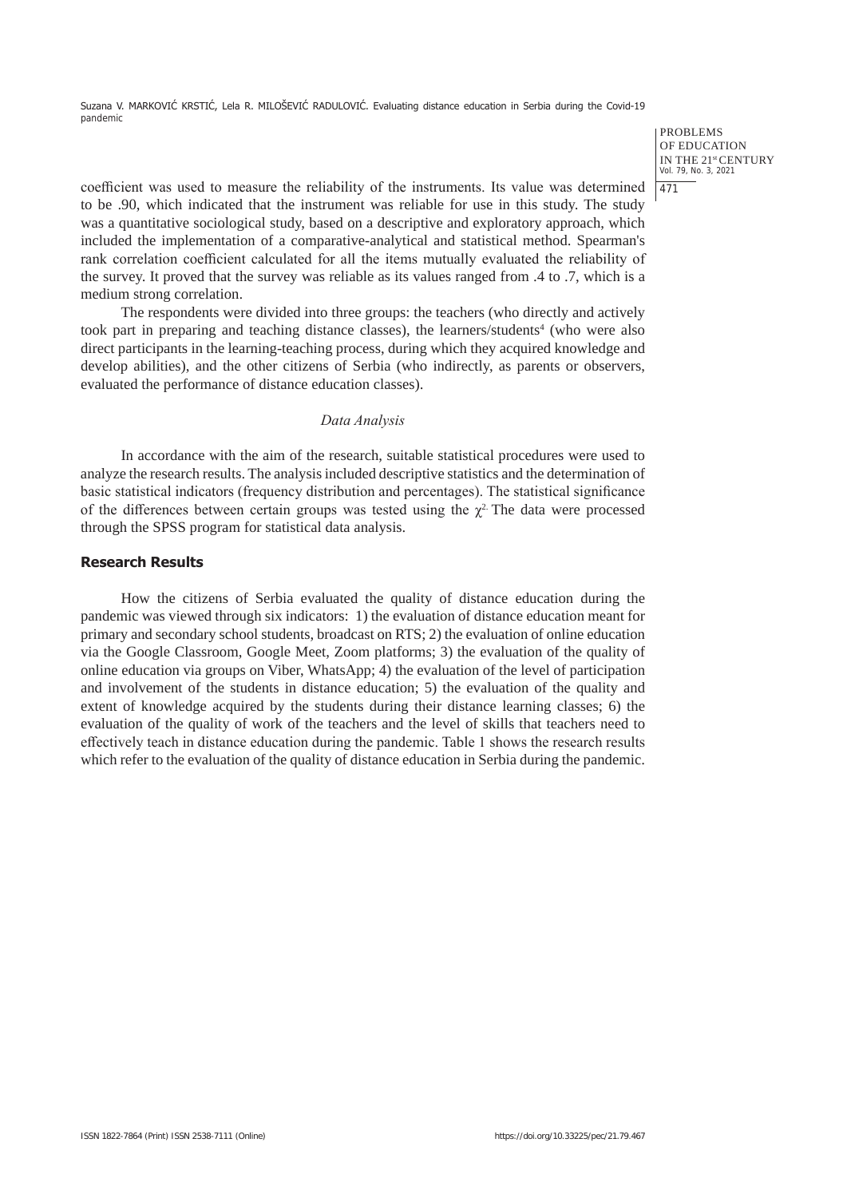coefficient was used to measure the reliability of the instruments. Its value was determined to be .90, which indicated that the instrument was reliable for use in this study. The study was a quantitative sociological study, based on a descriptive and exploratory approach, which included the implementation of a comparative-analytical and statistical method. Spearman's rank correlation coefficient calculated for all the items mutually evaluated the reliability of the survey. It proved that the survey was reliable as its values ranged from .4 to .7, which is a medium strong correlation.

The respondents were divided into three groups: the teachers (who directly and actively took part in preparing and teaching distance classes), the learners/students[4] (who were also direct participants in the learning-teaching process, during which they acquired knowledge and develop abilities), and the other citizens of Serbia (who indirectly, as parents or observers, evaluated the performance of distance education classes).

### *Data Analysis*

In accordance with the aim of the research, suitable statistical procedures were used to analyze the research results. The analysis included descriptive statistics and the determination of basic statistical indicators (frequency distribution and percentages). The statistical significance of the differences between certain groups was tested using the $\chi^2$. The data were processed through the SPSS program for statistical data analysis.

## Research Results

How the citizens of Serbia evaluated the quality of distance education during the pandemic was viewed through six indicators: 1) the evaluation of distance education meant for primary and secondary school students, broadcast on RTS; 2) the evaluation of online education via the Google Classroom, Google Meet, Zoom platforms; 3) the evaluation of the quality of online education via groups on Viber, WhatsApp; 4) the evaluation of the level of participation and involvement of the students in distance education; 5) the evaluation of the quality and extent of knowledge acquired by the students during their distance learning classes; 6) the evaluation of the quality of work of the teachers and the level of skills that teachers need to effectively teach in distance education during the pandemic. Table 1 shows the research results which refer to the evaluation of the quality of distance education in Serbia during the pandemic.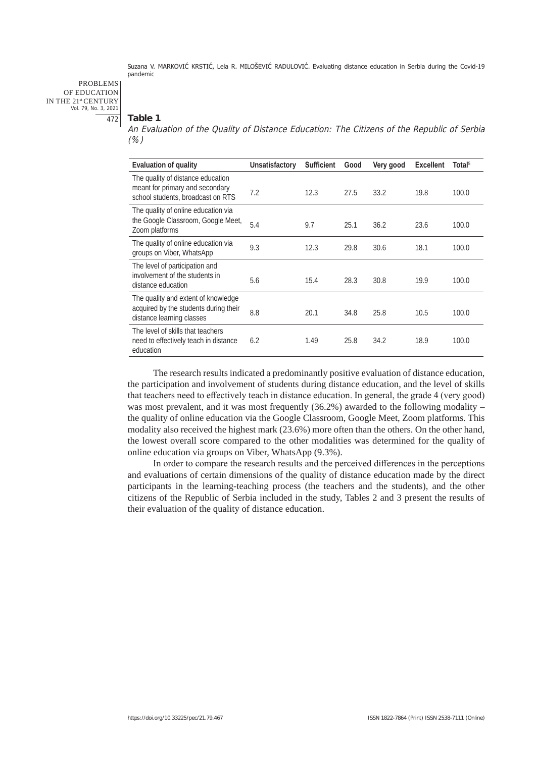**Table 1**

*An Evaluation of the Quality of Distance Education: The Citizens of the Republic of Serbia (%)*

| Evaluation of quality | Unsatisfactory | Sufficient | Good | Very good | Excellent | Total[5] |
|---|---|---|---|---|---|---|
| The quality of distance education meant for primary and secondary school students, broadcast on RTS | 7.2 | 12.3 | 27.5 | 33.2 | 19.8 | 100.0 |
| The quality of online education via the Google Classroom, Google Meet, Zoom platforms | 5.4 | 9.7 | 25.1 | 36.2 | 23.6 | 100.0 |
| The quality of online education via groups on Viber, WhatsApp | 9.3 | 12.3 | 29.8 | 30.6 | 18.1 | 100.0 |
| The level of participation and involvement of the students in distance education | 5.6 | 15.4 | 28.3 | 30.8 | 19.9 | 100.0 |
| The quality and extent of knowledge acquired by the students during their distance learning classes | 8.8 | 20.1 | 34.8 | 25.8 | 10.5 | 100.0 |
| The level of skills that teachers need to effectively teach in distance education | 6.2 | 1.49 | 25.8 | 34.2 | 18.9 | 100.0 |

The research results indicated a predominantly positive evaluation of distance education, the participation and involvement of students during distance education, and the level of skills that teachers need to effectively teach in distance education. In general, the grade 4 (very good) was most prevalent, and it was most frequently (36.2%) awarded to the following modality – the quality of online education via the Google Classroom, Google Meet, Zoom platforms. This modality also received the highest mark (23.6%) more often than the others. On the other hand, the lowest overall score compared to the other modalities was determined for the quality of online education via groups on Viber, WhatsApp (9.3%).

In order to compare the research results and the perceived differences in the perceptions and evaluations of certain dimensions of the quality of distance education made by the direct participants in the learning-teaching process (the teachers and the students), and the other citizens of the Republic of Serbia included in the study, Tables 2 and 3 present the results of their evaluation of the quality of distance education.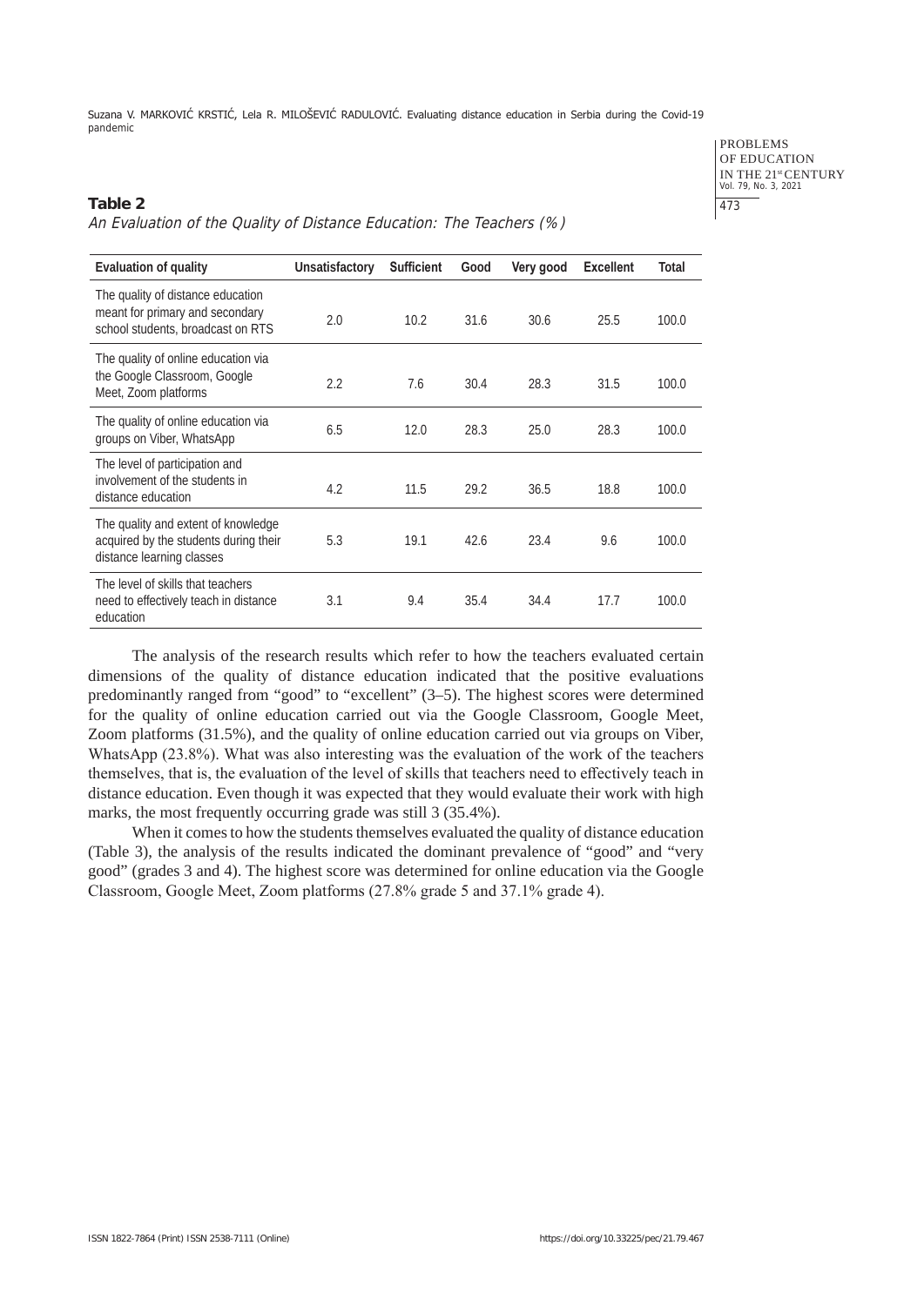**Table 2**

*An Evaluation of the Quality of Distance Education: The Teachers (%)*

| Evaluation of quality | Unsatisfactory | Sufficient | Good | Very good | Excellent | Total |
|---|---|---|---|---|---|---|
| The quality of distance education meant for primary and secondary school students, broadcast on RTS | 2.0 | 10.2 | 31.6 | 30.6 | 25.5 | 100.0 |
| The quality of online education via the Google Classroom, Google Meet, Zoom platforms | 2.2 | 7.6 | 30.4 | 28.3 | 31.5 | 100.0 |
| The quality of online education via groups on Viber, WhatsApp | 6.5 | 12.0 | 28.3 | 25.0 | 28.3 | 100.0 |
| The level of participation and involvement of the students in distance education | 4.2 | 11.5 | 29.2 | 36.5 | 18.8 | 100.0 |
| The quality and extent of knowledge acquired by the students during their distance learning classes | 5.3 | 19.1 | 42.6 | 23.4 | 9.6 | 100.0 |
| The level of skills that teachers need to effectively teach in distance education | 3.1 | 9.4 | 35.4 | 34.4 | 17.7 | 100.0 |

The analysis of the research results which refer to how the teachers evaluated certain dimensions of the quality of distance education indicated that the positive evaluations predominantly ranged from "good" to "excellent" (3–5). The highest scores were determined for the quality of online education carried out via the Google Classroom, Google Meet, Zoom platforms (31.5%), and the quality of online education carried out via groups on Viber, WhatsApp (23.8%). What was also interesting was the evaluation of the work of the teachers themselves, that is, the evaluation of the level of skills that teachers need to effectively teach in distance education. Even though it was expected that they would evaluate their work with high marks, the most frequently occurring grade was still 3 (35.4%).

When it comes to how the students themselves evaluated the quality of distance education (Table 3), the analysis of the results indicated the dominant prevalence of "good" and "very good" (grades 3 and 4). The highest score was determined for online education via the Google Classroom, Google Meet, Zoom platforms (27.8% grade 5 and 37.1% grade 4).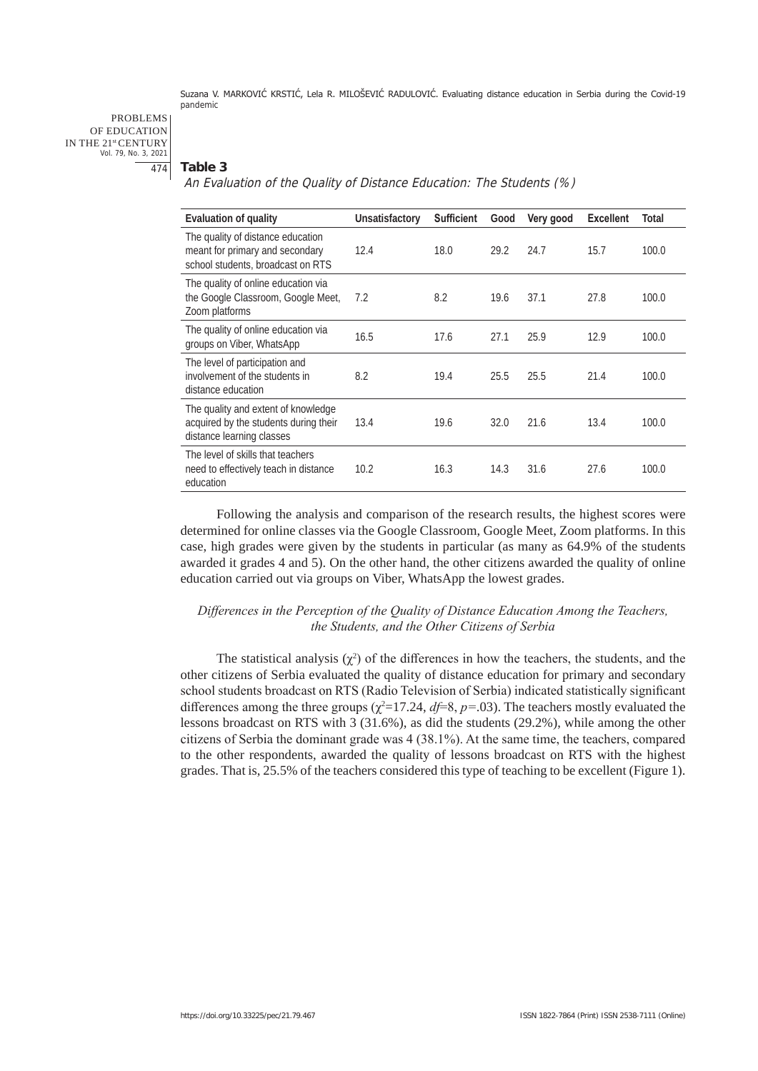**Table 3**

*An Evaluation of the Quality of Distance Education: The Students (%)*

| Evaluation of quality | Unsatisfactory | Sufficient | Good | Very good | Excellent | Total |
|---|---|---|---|---|---|---|
| The quality of distance education meant for primary and secondary school students, broadcast on RTS | 12.4 | 18.0 | 29.2 | 24.7 | 15.7 | 100.0 |
| The quality of online education via the Google Classroom, Google Meet, Zoom platforms | 7.2 | 8.2 | 19.6 | 37.1 | 27.8 | 100.0 |
| The quality of online education via groups on Viber, WhatsApp | 16.5 | 17.6 | 27.1 | 25.9 | 12.9 | 100.0 |
| The level of participation and involvement of the students in distance education | 8.2 | 19.4 | 25.5 | 25.5 | 21.4 | 100.0 |
| The quality and extent of knowledge acquired by the students during their distance learning classes | 13.4 | 19.6 | 32.0 | 21.6 | 13.4 | 100.0 |
| The level of skills that teachers need to effectively teach in distance education | 10.2 | 16.3 | 14.3 | 31.6 | 27.6 | 100.0 |

Following the analysis and comparison of the research results, the highest scores were determined for online classes via the Google Classroom, Google Meet, Zoom platforms. In this case, high grades were given by the students in particular (as many as 64.9% of the students awarded it grades 4 and 5). On the other hand, the other citizens awarded the quality of online education carried out via groups on Viber, WhatsApp the lowest grades.

### *Differences in the Perception of the Quality of Distance Education Among the Teachers, the Students, and the Other Citizens of Serbia*

The statistical analysis ($\chi^2$) of the differences in how the teachers, the students, and the other citizens of Serbia evaluated the quality of distance education for primary and secondary school students broadcast on RTS (Radio Television of Serbia) indicated statistically significant differences among the three groups ($\chi^2$=17.24, $df$=8, $p$=.03). The teachers mostly evaluated the lessons broadcast on RTS with 3 (31.6%), as did the students (29.2%), while among the other citizens of Serbia the dominant grade was 4 (38.1%). At the same time, the teachers, compared to the other respondents, awarded the quality of lessons broadcast on RTS with the highest grades. That is, 25.5% of the teachers considered this type of teaching to be excellent (Figure 1).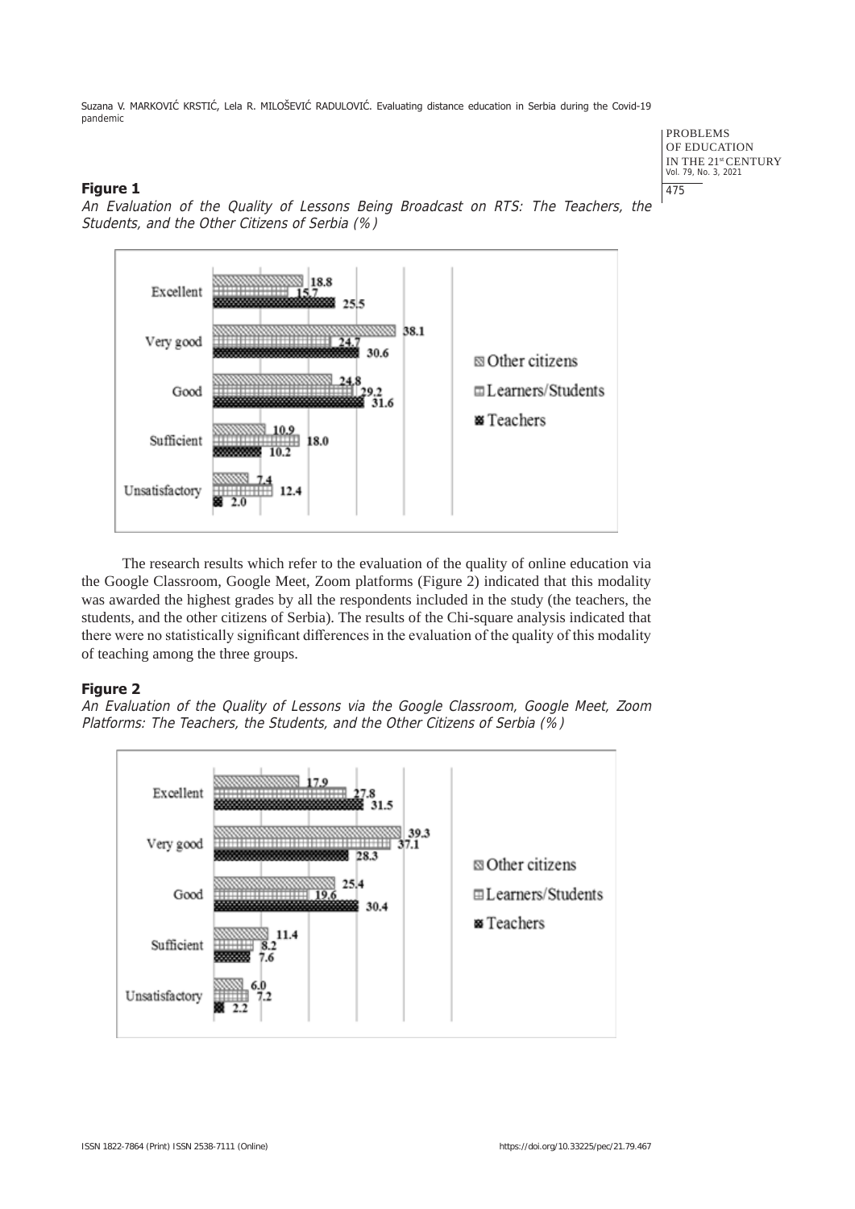**Figure 1**

*An Evaluation of the Quality of Lessons Being Broadcast on RTS: The Teachers, the Students, and the Other Citizens of Serbia (%)*

| | Other citizens | Learners/Students | Teachers |
|---|---|---|---|
| Excellent | 18.8 | 15.7 | 25.5 |
| Very good | 38.1 | 24.7 | 30.6 |
| Good | 24.8 | 29.2 | 31.6 |
| Sufficient | 10.9 | 18.0 | 10.2 |
| Unsatisfactory | 7.4 | 12.4 | 2.0 |

The research results which refer to the evaluation of the quality of online education via the Google Classroom, Google Meet, Zoom platforms (Figure 2) indicated that this modality was awarded the highest grades by all the respondents included in the study (the teachers, the students, and the other citizens of Serbia). The results of the Chi-square analysis indicated that there were no statistically significant differences in the evaluation of the quality of this modality of teaching among the three groups.

**Figure 2**

*An Evaluation of the Quality of Lessons via the Google Classroom, Google Meet, Zoom Platforms: The Teachers, the Students, and the Other Citizens of Serbia (%)*

| | Other citizens | Learners/Students | Teachers |
|---|---|---|---|
| Excellent | 17.9 | 27.8 | 31.5 |
| Very good | 39.3 | 37.1 | 28.3 |
| Good | 25.4 | 19.6 | 30.4 |
| Sufficient | 11.4 | 8.2 | 7.6 |
| Unsatisfactory | 6.0 | 7.2 | 2.2 |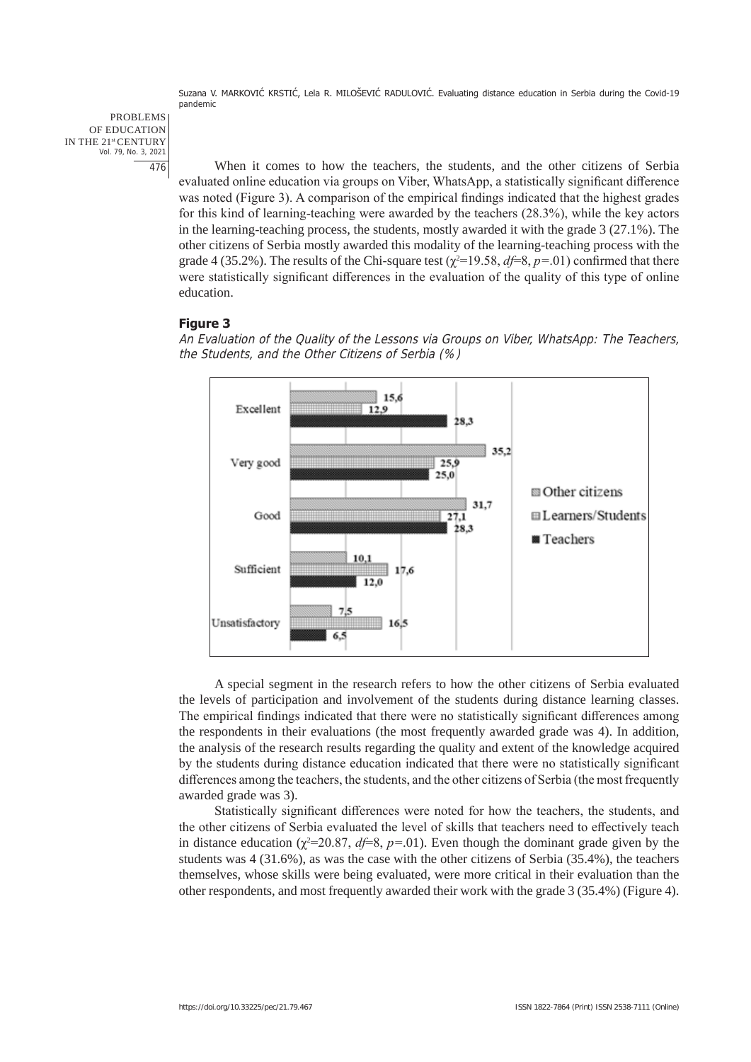When it comes to how the teachers, the students, and the other citizens of Serbia evaluated online education via groups on Viber, WhatsApp, a statistically significant difference was noted (Figure 3). A comparison of the empirical findings indicated that the highest grades for this kind of learning-teaching were awarded by the teachers (28.3%), while the key actors in the learning-teaching process, the students, mostly awarded it with the grade 3 (27.1%). The other citizens of Serbia mostly awarded this modality of the learning-teaching process with the grade 4 (35.2%). The results of the Chi-square test ($\chi^2$=19.58, *df*=8, *p*=.01) confirmed that there were statistically significant differences in the evaluation of the quality of this type of online education.

**Figure 3**

*An Evaluation of the Quality of the Lessons via Groups on Viber, WhatsApp: The Teachers, the Students, and the Other Citizens of Serbia (%)*

| | Other citizens | Learners/Students | Teachers |
|---|---|---|---|
| Excellent | 15,6 | 12,9 | 28,3 |
| Very good | 35,2 | 25,9 | 25,0 |
| Good | 31,7 | 27,1 | 28,3 |
| Sufficient | 10,1 | 17,6 | 12,0 |
| Unsatisfactory | 7,5 | 16,5 | 6,5 |

A special segment in the research refers to how the other citizens of Serbia evaluated the levels of participation and involvement of the students during distance learning classes. The empirical findings indicated that there were no statistically significant differences among the respondents in their evaluations (the most frequently awarded grade was 4). In addition, the analysis of the research results regarding the quality and extent of the knowledge acquired by the students during distance education indicated that there were no statistically significant differences among the teachers, the students, and the other citizens of Serbia (the most frequently awarded grade was 3).

Statistically significant differences were noted for how the teachers, the students, and the other citizens of Serbia evaluated the level of skills that teachers need to effectively teach in distance education ($\chi^2$=20.87, *df*=8, *p*=.01). Even though the dominant grade given by the students was 4 (31.6%), as was the case with the other citizens of Serbia (35.4%), the teachers themselves, whose skills were being evaluated, were more critical in their evaluation than the other respondents, and most frequently awarded their work with the grade 3 (35.4%) (Figure 4).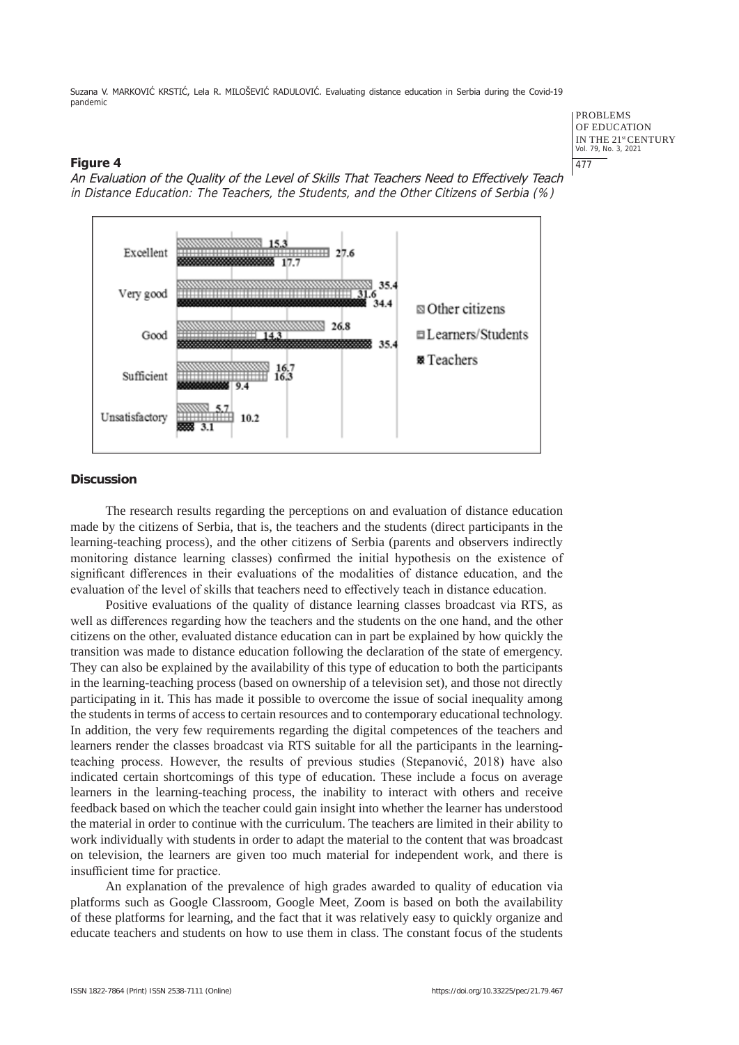**Figure 4**

*An Evaluation of the Quality of the Level of Skills That Teachers Need to Effectively Teach in Distance Education: The Teachers, the Students, and the Other Citizens of Serbia (%)*

| | Other citizens | Learners/Students | Teachers |
|---|---|---|---|
| Excellent | 15.3 | 27.6 | 17.7 |
| Very good | 35.4 | 31.6 | 34.4 |
| Good | 26.8 | 14.3 | 35.4 |
| Sufficient | 16.7 | 16.3 | 9.4 |
| Unsatisfactory | 5.7 | 10.2 | 3.1 |

## Discussion

The research results regarding the perceptions on and evaluation of distance education made by the citizens of Serbia, that is, the teachers and the students (direct participants in the learning-teaching process), and the other citizens of Serbia (parents and observers indirectly monitoring distance learning classes) confirmed the initial hypothesis on the existence of significant differences in their evaluations of the modalities of distance education, and the evaluation of the level of skills that teachers need to effectively teach in distance education.

Positive evaluations of the quality of distance learning classes broadcast via RTS, as well as differences regarding how the teachers and the students on the one hand, and the other citizens on the other, evaluated distance education can in part be explained by how quickly the transition was made to distance education following the declaration of the state of emergency. They can also be explained by the availability of this type of education to both the participants in the learning-teaching process (based on ownership of a television set), and those not directly participating in it. This has made it possible to overcome the issue of social inequality among the students in terms of access to certain resources and to contemporary educational technology. In addition, the very few requirements regarding the digital competences of the teachers and learners render the classes broadcast via RTS suitable for all the participants in the learning-teaching process. However, the results of previous studies (Stepanović, 2018) have also indicated certain shortcomings of this type of education. These include a focus on average learners in the learning-teaching process, the inability to interact with others and receive feedback based on which the teacher could gain insight into whether the learner has understood the material in order to continue with the curriculum. The teachers are limited in their ability to work individually with students in order to adapt the material to the content that was broadcast on television, the learners are given too much material for independent work, and there is insufficient time for practice.

An explanation of the prevalence of high grades awarded to quality of education via platforms such as Google Classroom, Google Meet, Zoom is based on both the availability of these platforms for learning, and the fact that it was relatively easy to quickly organize and educate teachers and students on how to use them in class. The constant focus of the students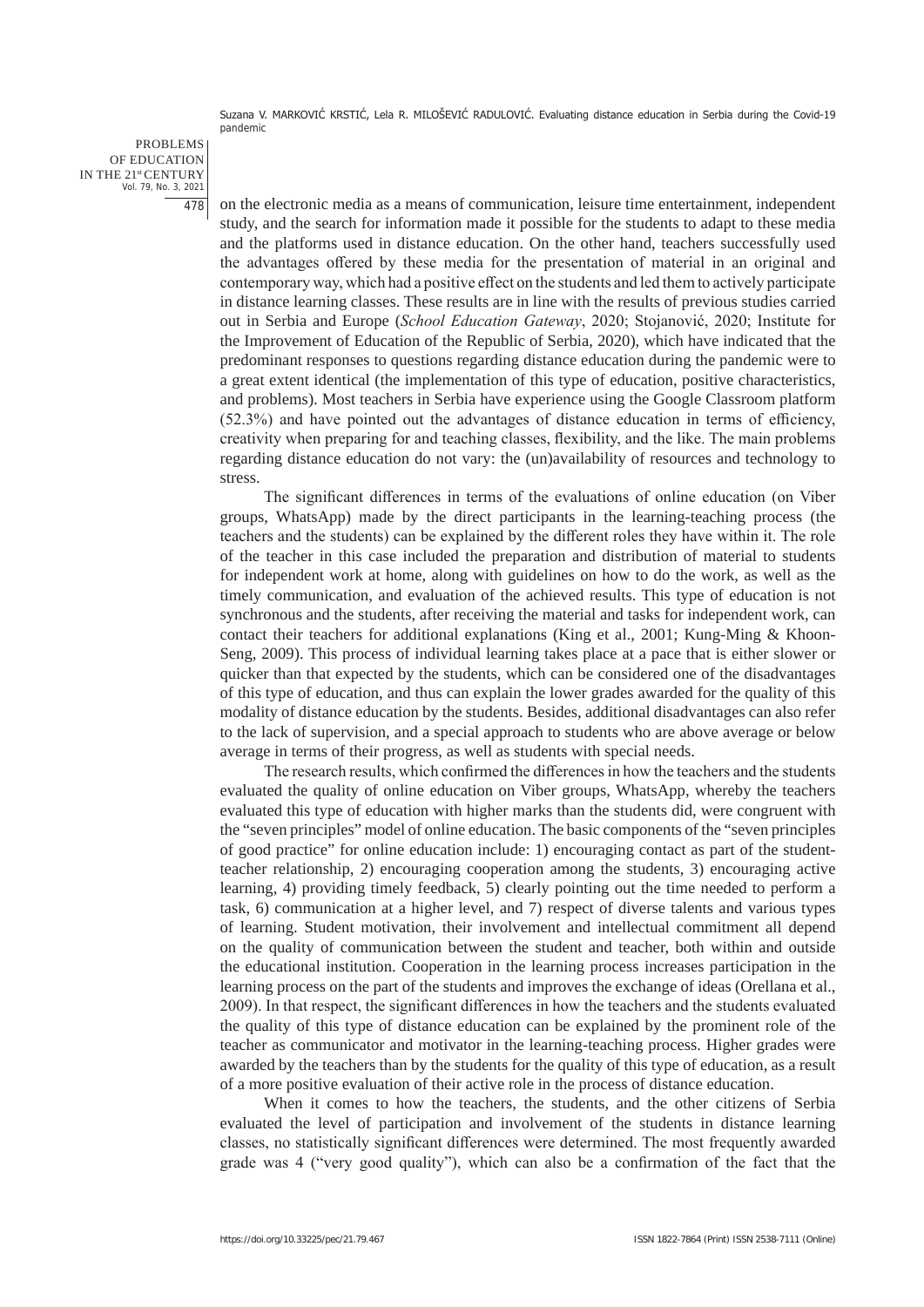on the electronic media as a means of communication, leisure time entertainment, independent study, and the search for information made it possible for the students to adapt to these media and the platforms used in distance education. On the other hand, teachers successfully used the advantages offered by these media for the presentation of material in an original and contemporary way, which had a positive effect on the students and led them to actively participate in distance learning classes. These results are in line with the results of previous studies carried out in Serbia and Europe (*School Education Gateway*, 2020; Stojanović, 2020; Institute for the Improvement of Education of the Republic of Serbia, 2020), which have indicated that the predominant responses to questions regarding distance education during the pandemic were to a great extent identical (the implementation of this type of education, positive characteristics, and problems). Most teachers in Serbia have experience using the Google Classroom platform (52.3%) and have pointed out the advantages of distance education in terms of efficiency, creativity when preparing for and teaching classes, flexibility, and the like. The main problems regarding distance education do not vary: the (un)availability of resources and technology to stress.

The significant differences in terms of the evaluations of online education (on Viber groups, WhatsApp) made by the direct participants in the learning-teaching process (the teachers and the students) can be explained by the different roles they have within it. The role of the teacher in this case included the preparation and distribution of material to students for independent work at home, along with guidelines on how to do the work, as well as the timely communication, and evaluation of the achieved results. This type of education is not synchronous and the students, after receiving the material and tasks for independent work, can contact their teachers for additional explanations (King et al., 2001; Kung-Ming & Khoon-Seng, 2009). This process of individual learning takes place at a pace that is either slower or quicker than that expected by the students, which can be considered one of the disadvantages of this type of education, and thus can explain the lower grades awarded for the quality of this modality of distance education by the students. Besides, additional disadvantages can also refer to the lack of supervision, and a special approach to students who are above average or below average in terms of their progress, as well as students with special needs.

The research results, which confirmed the differences in how the teachers and the students evaluated the quality of online education on Viber groups, WhatsApp, whereby the teachers evaluated this type of education with higher marks than the students did, were congruent with the "seven principles" model of online education. The basic components of the "seven principles of good practice" for online education include: 1) encouraging contact as part of the student-teacher relationship, 2) encouraging cooperation among the students, 3) encouraging active learning, 4) providing timely feedback, 5) clearly pointing out the time needed to perform a task, 6) communication at a higher level, and 7) respect of diverse talents and various types of learning. Student motivation, their involvement and intellectual commitment all depend on the quality of communication between the student and teacher, both within and outside the educational institution. Cooperation in the learning process increases participation in the learning process on the part of the students and improves the exchange of ideas (Orellana et al., 2009). In that respect, the significant differences in how the teachers and the students evaluated the quality of this type of distance education can be explained by the prominent role of the teacher as communicator and motivator in the learning-teaching process. Higher grades were awarded by the teachers than by the students for the quality of this type of education, as a result of a more positive evaluation of their active role in the process of distance education.

When it comes to how the teachers, the students, and the other citizens of Serbia evaluated the level of participation and involvement of the students in distance learning classes, no statistically significant differences were determined. The most frequently awarded grade was 4 ("very good quality"), which can also be a confirmation of the fact that the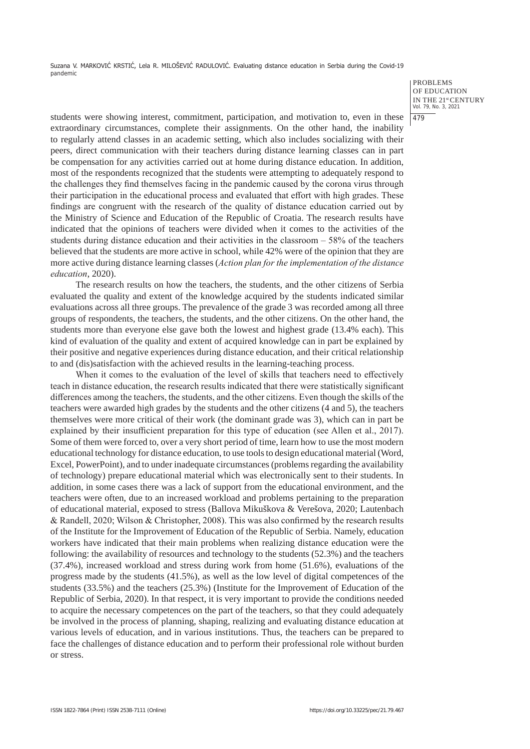students were showing interest, commitment, participation, and motivation to, even in these extraordinary circumstances, complete their assignments. On the other hand, the inability to regularly attend classes in an academic setting, which also includes socializing with their peers, direct communication with their teachers during distance learning classes can in part be compensation for any activities carried out at home during distance education. In addition, most of the respondents recognized that the students were attempting to adequately respond to the challenges they find themselves facing in the pandemic caused by the corona virus through their participation in the educational process and evaluated that effort with high grades. These findings are congruent with the research of the quality of distance education carried out by the Ministry of Science and Education of the Republic of Croatia. The research results have indicated that the opinions of teachers were divided when it comes to the activities of the students during distance education and their activities in the classroom – 58% of the teachers believed that the students are more active in school, while 42% were of the opinion that they are more active during distance learning classes (*Action plan for the implementation of the distance education*, 2020).

The research results on how the teachers, the students, and the other citizens of Serbia evaluated the quality and extent of the knowledge acquired by the students indicated similar evaluations across all three groups. The prevalence of the grade 3 was recorded among all three groups of respondents, the teachers, the students, and the other citizens. On the other hand, the students more than everyone else gave both the lowest and highest grade (13.4% each). This kind of evaluation of the quality and extent of acquired knowledge can in part be explained by their positive and negative experiences during distance education, and their critical relationship to and (dis)satisfaction with the achieved results in the learning-teaching process.

When it comes to the evaluation of the level of skills that teachers need to effectively teach in distance education, the research results indicated that there were statistically significant differences among the teachers, the students, and the other citizens. Even though the skills of the teachers were awarded high grades by the students and the other citizens (4 and 5), the teachers themselves were more critical of their work (the dominant grade was 3), which can in part be explained by their insufficient preparation for this type of education (see Allen et al., 2017). Some of them were forced to, over a very short period of time, learn how to use the most modern educational technology for distance education, to use tools to design educational material (Word, Excel, PowerPoint), and to under inadequate circumstances (problems regarding the availability of technology) prepare educational material which was electronically sent to their students. In addition, in some cases there was a lack of support from the educational environment, and the teachers were often, due to an increased workload and problems pertaining to the preparation of educational material, exposed to stress (Ballova Mikuškova & Verešova, 2020; Lautenbach & Randell, 2020; Wilson & Christopher, 2008). This was also confirmed by the research results of the Institute for the Improvement of Education of the Republic of Serbia. Namely, education workers have indicated that their main problems when realizing distance education were the following: the availability of resources and technology to the students (52.3%) and the teachers (37.4%), increased workload and stress during work from home (51.6%), evaluations of the progress made by the students (41.5%), as well as the low level of digital competences of the students (33.5%) and the teachers (25.3%) (Institute for the Improvement of Education of the Republic of Serbia, 2020). In that respect, it is very important to provide the conditions needed to acquire the necessary competences on the part of the teachers, so that they could adequately be involved in the process of planning, shaping, realizing and evaluating distance education at various levels of education, and in various institutions. Thus, the teachers can be prepared to face the challenges of distance education and to perform their professional role without burden or stress.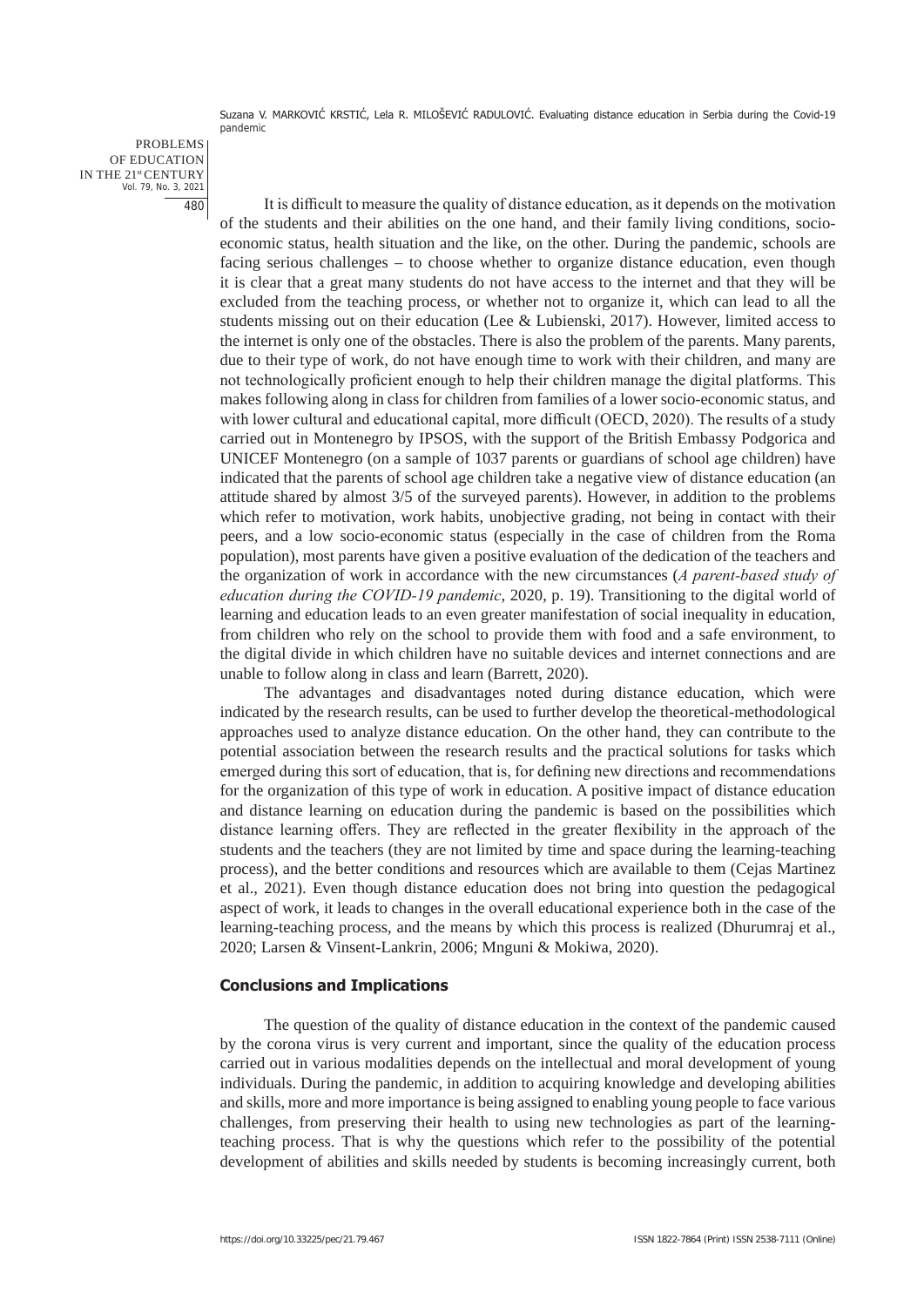It is difficult to measure the quality of distance education, as it depends on the motivation of the students and their abilities on the one hand, and their family living conditions, socio-economic status, health situation and the like, on the other. During the pandemic, schools are facing serious challenges – to choose whether to organize distance education, even though it is clear that a great many students do not have access to the internet and that they will be excluded from the teaching process, or whether not to organize it, which can lead to all the students missing out on their education (Lee & Lubienski, 2017). However, limited access to the internet is only one of the obstacles. There is also the problem of the parents. Many parents, due to their type of work, do not have enough time to work with their children, and many are not technologically proficient enough to help their children manage the digital platforms. This makes following along in class for children from families of a lower socio-economic status, and with lower cultural and educational capital, more difficult (OECD, 2020). The results of a study carried out in Montenegro by IPSOS, with the support of the British Embassy Podgorica and UNICEF Montenegro (on a sample of 1037 parents or guardians of school age children) have indicated that the parents of school age children take a negative view of distance education (an attitude shared by almost 3/5 of the surveyed parents). However, in addition to the problems which refer to motivation, work habits, unobjective grading, not being in contact with their peers, and a low socio-economic status (especially in the case of children from the Roma population), most parents have given a positive evaluation of the dedication of the teachers and the organization of work in accordance with the new circumstances (*A parent-based study of education during the COVID-19 pandemic*, 2020, p. 19). Transitioning to the digital world of learning and education leads to an even greater manifestation of social inequality in education, from children who rely on the school to provide them with food and a safe environment, to the digital divide in which children have no suitable devices and internet connections and are unable to follow along in class and learn (Barrett, 2020).

The advantages and disadvantages noted during distance education, which were indicated by the research results, can be used to further develop the theoretical-methodological approaches used to analyze distance education. On the other hand, they can contribute to the potential association between the research results and the practical solutions for tasks which emerged during this sort of education, that is, for defining new directions and recommendations for the organization of this type of work in education. A positive impact of distance education and distance learning on education during the pandemic is based on the possibilities which distance learning offers. They are reflected in the greater flexibility in the approach of the students and the teachers (they are not limited by time and space during the learning-teaching process), and the better conditions and resources which are available to them (Cejas Martinez et al., 2021). Even though distance education does not bring into question the pedagogical aspect of work, it leads to changes in the overall educational experience both in the case of the learning-teaching process, and the means by which this process is realized (Dhurumraj et al., 2020; Larsen & Vinsent-Lankrin, 2006; Mnguni & Mokiwa, 2020).

## Conclusions and Implications

The question of the quality of distance education in the context of the pandemic caused by the corona virus is very current and important, since the quality of the education process carried out in various modalities depends on the intellectual and moral development of young individuals. During the pandemic, in addition to acquiring knowledge and developing abilities and skills, more and more importance is being assigned to enabling young people to face various challenges, from preserving their health to using new technologies as part of the learning-teaching process. That is why the questions which refer to the possibility of the potential development of abilities and skills needed by students is becoming increasingly current, both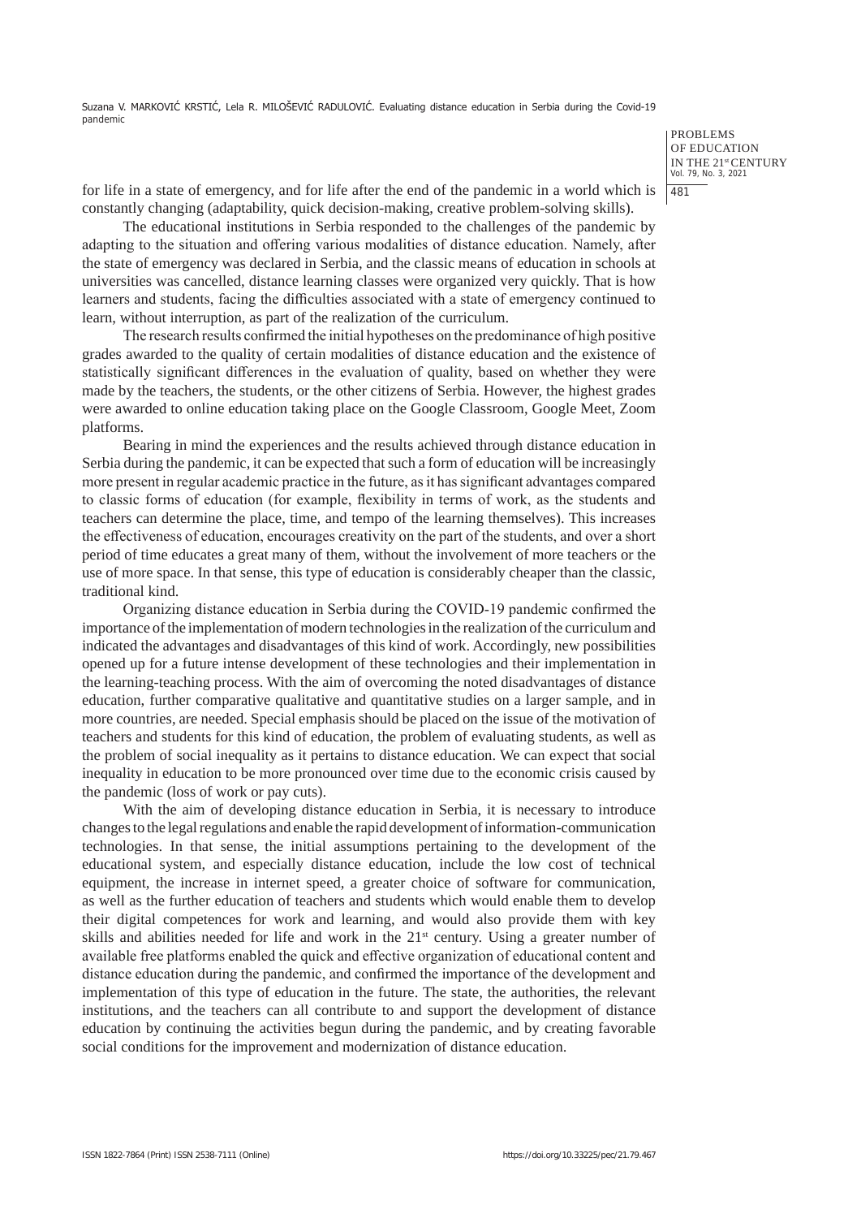for life in a state of emergency, and for life after the end of the pandemic in a world which is constantly changing (adaptability, quick decision-making, creative problem-solving skills).

The educational institutions in Serbia responded to the challenges of the pandemic by adapting to the situation and offering various modalities of distance education. Namely, after the state of emergency was declared in Serbia, and the classic means of education in schools at universities was cancelled, distance learning classes were organized very quickly. That is how learners and students, facing the difficulties associated with a state of emergency continued to learn, without interruption, as part of the realization of the curriculum.

The research results confirmed the initial hypotheses on the predominance of high positive grades awarded to the quality of certain modalities of distance education and the existence of statistically significant differences in the evaluation of quality, based on whether they were made by the teachers, the students, or the other citizens of Serbia. However, the highest grades were awarded to online education taking place on the Google Classroom, Google Meet, Zoom platforms.

Bearing in mind the experiences and the results achieved through distance education in Serbia during the pandemic, it can be expected that such a form of education will be increasingly more present in regular academic practice in the future, as it has significant advantages compared to classic forms of education (for example, flexibility in terms of work, as the students and teachers can determine the place, time, and tempo of the learning themselves). This increases the effectiveness of education, encourages creativity on the part of the students, and over a short period of time educates a great many of them, without the involvement of more teachers or the use of more space. In that sense, this type of education is considerably cheaper than the classic, traditional kind.

Organizing distance education in Serbia during the COVID-19 pandemic confirmed the importance of the implementation of modern technologies in the realization of the curriculum and indicated the advantages and disadvantages of this kind of work. Accordingly, new possibilities opened up for a future intense development of these technologies and their implementation in the learning-teaching process. With the aim of overcoming the noted disadvantages of distance education, further comparative qualitative and quantitative studies on a larger sample, and in more countries, are needed. Special emphasis should be placed on the issue of the motivation of teachers and students for this kind of education, the problem of evaluating students, as well as the problem of social inequality as it pertains to distance education. We can expect that social inequality in education to be more pronounced over time due to the economic crisis caused by the pandemic (loss of work or pay cuts).

With the aim of developing distance education in Serbia, it is necessary to introduce changes to the legal regulations and enable the rapid development of information-communication technologies. In that sense, the initial assumptions pertaining to the development of the educational system, and especially distance education, include the low cost of technical equipment, the increase in internet speed, a greater choice of software for communication, as well as the further education of teachers and students which would enable them to develop their digital competences for work and learning, and would also provide them with key skills and abilities needed for life and work in the 21st century. Using a greater number of available free platforms enabled the quick and effective organization of educational content and distance education during the pandemic, and confirmed the importance of the development and implementation of this type of education in the future. The state, the authorities, the relevant institutions, and the teachers can all contribute to and support the development of distance education by continuing the activities begun during the pandemic, and by creating favorable social conditions for the improvement and modernization of distance education.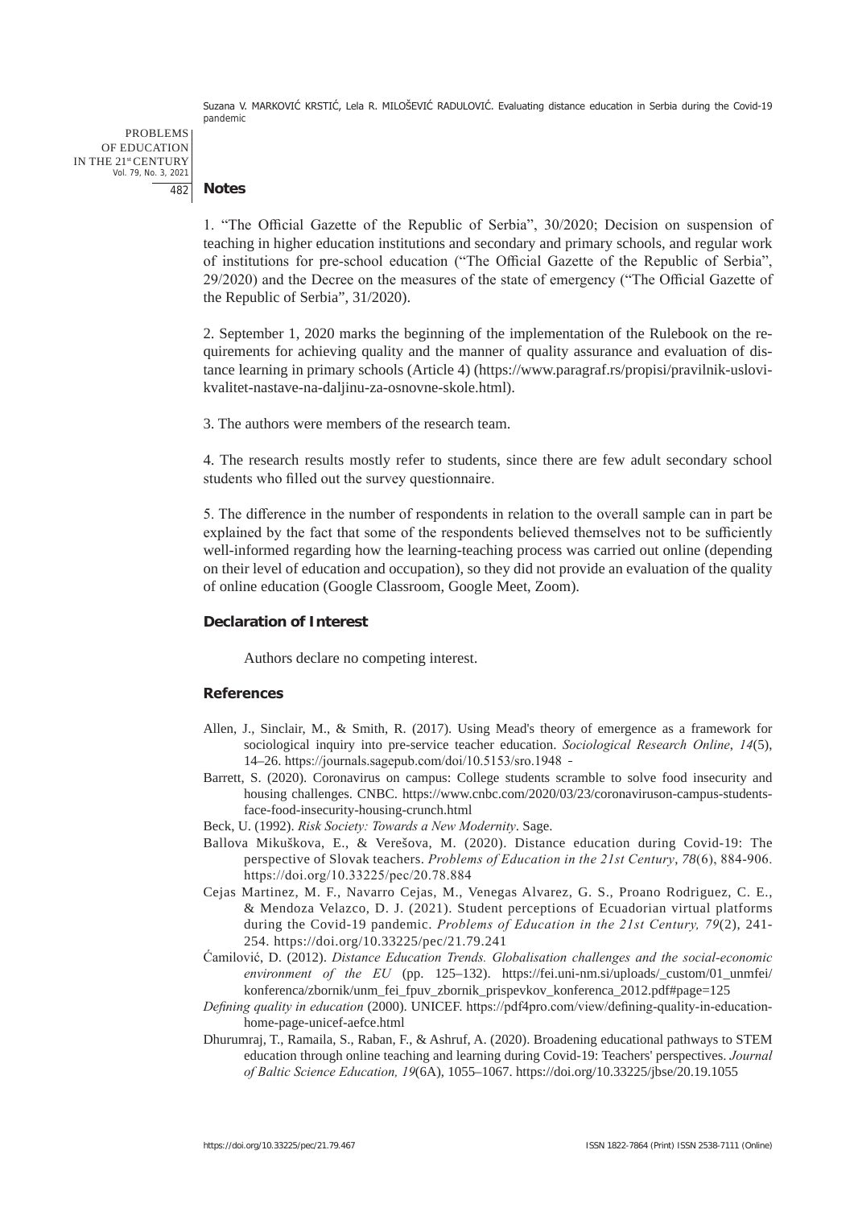## Notes

1. "The Official Gazette of the Republic of Serbia", 30/2020; Decision on suspension of teaching in higher education institutions and secondary and primary schools, and regular work of institutions for pre-school education ("The Official Gazette of the Republic of Serbia", 29/2020) and the Decree on the measures of the state of emergency ("The Official Gazette of the Republic of Serbia", 31/2020).

2. September 1, 2020 marks the beginning of the implementation of the Rulebook on the requirements for achieving quality and the manner of quality assurance and evaluation of distance learning in primary schools (Article 4) (https://www.paragraf.rs/propisi/pravilnik-uslovi-kvalitet-nastave-na-daljinu-za-osnovne-skole.html).

3. The authors were members of the research team.

4. The research results mostly refer to students, since there are few adult secondary school students who filled out the survey questionnaire.

5. The difference in the number of respondents in relation to the overall sample can in part be explained by the fact that some of the respondents believed themselves not to be sufficiently well-informed regarding how the learning-teaching process was carried out online (depending on their level of education and occupation), so they did not provide an evaluation of the quality of online education (Google Classroom, Google Meet, Zoom).

## Declaration of Interest

Authors declare no competing interest.

## References

Allen, J., Sinclair, M., & Smith, R. (2017). Using Mead's theory of emergence as a framework for sociological inquiry into pre-service teacher education. *Sociological Research Online*, *14*(5), 14–26. https://journals.sagepub.com/doi/10.5153/sro.1948

Barrett, S. (2020). Coronavirus on campus: College students scramble to solve food insecurity and housing challenges. CNBC. https://www.cnbc.com/2020/03/23/coronaviruson-campus-students-face-food-insecurity-housing-crunch.html

Beck, U. (1992). *Risk Society: Towards a New Modernity*. Sage.

Ballova Mikuškova, E., & Verešova, M. (2020). Distance education during Covid-19: The perspective of Slovak teachers. *Problems of Education in the 21st Century*, *78*(6), 884-906. https://doi.org/10.33225/pec/20.78.884

Cejas Martinez, M. F., Navarro Cejas, M., Venegas Alvarez, G. S., Proano Rodriguez, C. E., & Mendoza Velazco, D. J. (2021). Student perceptions of Ecuadorian virtual platforms during the Covid-19 pandemic. *Problems of Education in the 21st Century, 79*(2), 241-254. https://doi.org/10.33225/pec/21.79.241

Ćamilović, D. (2012). *Distance Education Trends. Globalisation challenges and the social-economic environment of the EU* (pp. 125–132). https://fei.uni-nm.si/uploads/_custom/01_unmfei/konferenca/zbornik/unm_fei_fpuv_zbornik_prispevkov_konferenca_2012.pdf#page=125

*Defining quality in education* (2000). UNICEF. https://pdf4pro.com/view/defining-quality-in-education-home-page-unicef-aefce.html

Dhurumraj, T., Ramaila, S., Raban, F., & Ashruf, A. (2020). Broadening educational pathways to STEM education through online teaching and learning during Covid-19: Teachers' perspectives. *Journal of Baltic Science Education, 19*(6A), 1055–1067. https://doi.org/10.33225/jbse/20.19.1055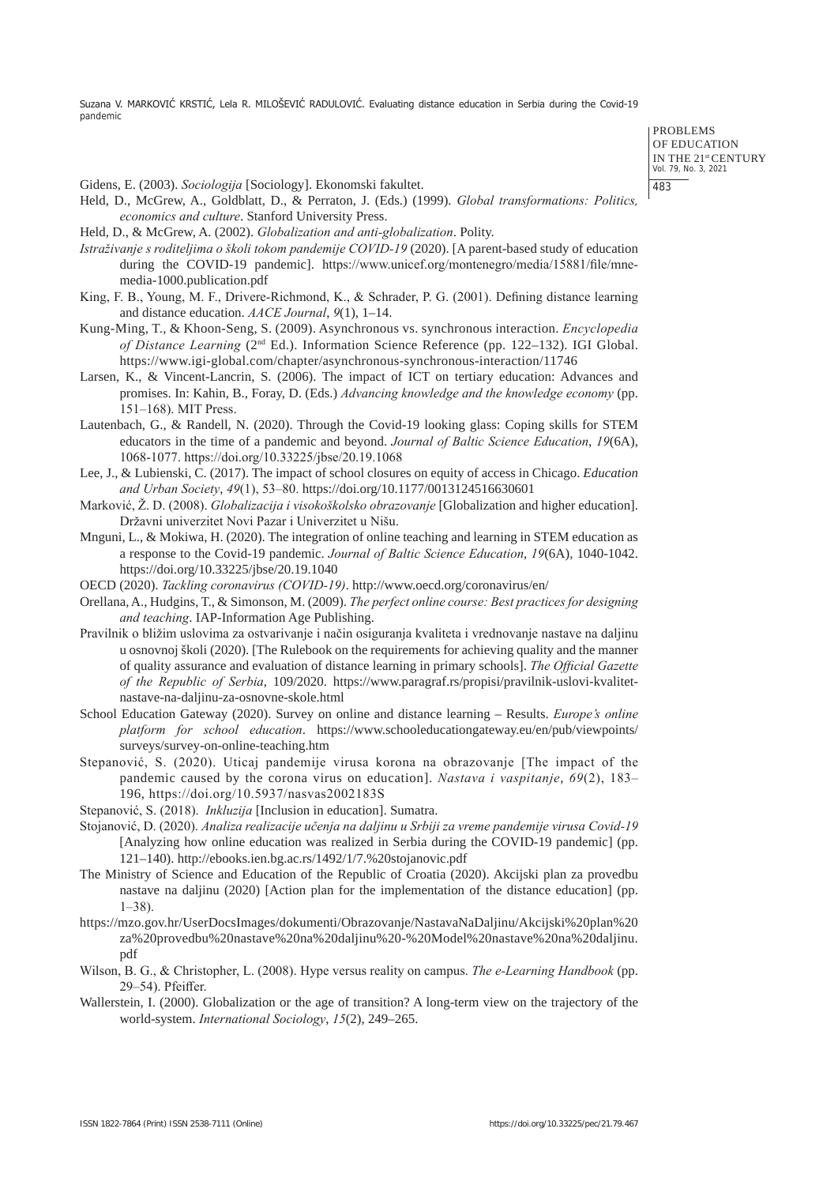Gidens, E. (2003). *Sociologija* [Sociology]. Ekonomski fakultet.

Held, D., McGrew, A., Goldblatt, D., & Perraton, J. (Eds.) (1999). *Global transformations: Politics, economics and culture*. Stanford University Press.

Held, D., & McGrew, A. (2002). *Globalization and anti-globalization*. Polity.

*Istraživanje s roditeljima o školi tokom pandemije COVID-19* (2020). [A parent-based study of education during the COVID-19 pandemic]. https://www.unicef.org/montenegro/media/15881/file/mne-media-1000.publication.pdf

King, F. B., Young, M. F., Drivere-Richmond, K., & Schrader, P. G. (2001). Defining distance learning and distance education. *AACE Journal*, *9*(1), 1–14.

Kung-Ming, T., & Khoon-Seng, S. (2009). Asynchronous vs. synchronous interaction. *Encyclopedia of Distance Learning* (2nd Ed.). Information Science Reference (pp. 122–132). IGI Global. https://www.igi-global.com/chapter/asynchronous-synchronous-interaction/11746

Larsen, K., & Vincent-Lancrin, S. (2006). The impact of ICT on tertiary education: Advances and promises. In: Kahin, B., Foray, D. (Eds.) *Advancing knowledge and the knowledge economy* (pp. 151–168). MIT Press.

Lautenbach, G., & Randell, N. (2020). Through the Covid-19 looking glass: Coping skills for STEM educators in the time of a pandemic and beyond. *Journal of Baltic Science Education*, *19*(6A), 1068-1077. https://doi.org/10.33225/jbse/20.19.1068

Lee, J., & Lubienski, C. (2017). The impact of school closures on equity of access in Chicago. *Education and Urban Society*, *49*(1), 53–80. https://doi.org/10.1177/0013124516630601

Marković, Ž. D. (2008). *Globalizacija i visokoškolsko obrazovanje* [Globalization and higher education]. Državni univerzitet Novi Pazar i Univerzitet u Nišu.

Mnguni, L., & Mokiwa, H. (2020). The integration of online teaching and learning in STEM education as a response to the Covid-19 pandemic. *Journal of Baltic Science Education*, *19*(6A), 1040-1042. https://doi.org/10.33225/jbse/20.19.1040

OECD (2020). *Tackling coronavirus (COVID-19)*. http://www.oecd.org/coronavirus/en/

Orellana, A., Hudgins, T., & Simonson, M. (2009). *The perfect online course: Best practices for designing and teaching*. IAP-Information Age Publishing.

Pravilnik o bližim uslovima za ostvarivanje i način osiguranja kvaliteta i vrednovanje nastave na daljinu u osnovnoj školi (2020). [The Rulebook on the requirements for achieving quality and the manner of quality assurance and evaluation of distance learning in primary schools]. *The Official Gazette of the Republic of Serbia*, 109/2020. https://www.paragraf.rs/propisi/pravilnik-uslovi-kvalitet-nastave-na-daljinu-za-osnovne-skole.html

School Education Gateway (2020). Survey on online and distance learning – Results. *Europe's online platform for school education*. https://www.schooleducationgateway.eu/en/pub/viewpoints/surveys/survey-on-online-teaching.htm

Stepanović, S. (2020). Uticaj pandemije virusa korona na obrazovanje [The impact of the pandemic caused by the corona virus on education]. *Nastava i vaspitanje*, *69*(2), 183–196, https://doi.org/10.5937/nasvas2002183S

Stepanović, S. (2018). *Inkluzija* [Inclusion in education]. Sumatra.

Stojanović, D. (2020). *Analiza realizacije učenja na daljinu u Srbiji za vreme pandemije virusa Covid-19* [Analyzing how online education was realized in Serbia during the COVID-19 pandemic] (pp. 121–140). http://ebooks.ien.bg.ac.rs/1492/1/7.%20stojanovic.pdf

The Ministry of Science and Education of the Republic of Croatia (2020). Akcijski plan za provedbu nastave na daljinu (2020) [Action plan for the implementation of the distance education] (pp. 1–38).

https://mzo.gov.hr/UserDocsImages/dokumenti/Obrazovanje/NastavaNaDaljinu/Akcijski%20plan%20za%20provedbu%20nastave%20na%20daljinu%20-%20Model%20nastave%20na%20daljinu.pdf

Wilson, B. G., & Christopher, L. (2008). Hype versus reality on campus. *The e-Learning Handbook* (pp. 29–54). Pfeiffer.

Wallerstein, I. (2000). Globalization or the age of transition? A long-term view on the trajectory of the world-system. *International Sociology*, *15*(2), 249–265.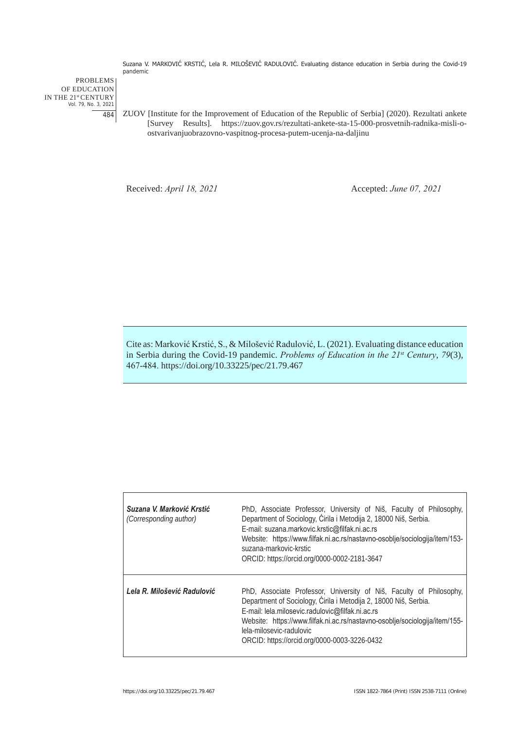ZUOV [Institute for the Improvement of Education of the Republic of Serbia] (2020). Rezultati ankete [Survey Results]. https://zuov.gov.rs/rezultati-ankete-sta-15-000-prosvetnih-radnika-misli-o-ostvarivanjuobrazovno-vaspitnog-procesa-putem-ucenja-na-daljinu

Received: *April 18, 2021* Accepted: *June 07, 2021*

Cite as: Marković Krstić, S., & Milošević Radulović, L. (2021). Evaluating distance education in Serbia during the Covid-19 pandemic. *Problems of Education in the 21st Century*, *79*(3), 467-484. https://doi.org/10.33225/pec/21.79.467

| | |
|---|---|
| ***Suzana V. Marković Krstić*** *(Corresponding author)* | PhD, Associate Professor, University of Niš, Faculty of Philosophy, Department of Sociology, Ćirila i Metodija 2, 18000 Niš, Serbia. E-mail: suzana.markovic.krstic@filfak.ni.ac.rs Website: https://www.filfak.ni.ac.rs/nastavno-osoblje/sociologija/item/153-suzana-markovic-krstic ORCID: https://orcid.org/0000-0002-2181-3647 |
| ***Lela R. Milošević Radulović*** | PhD, Associate Professor, University of Niš, Faculty of Philosophy, Department of Sociology, Ćirila i Metodija 2, 18000 Niš, Serbia. E-mail: lela.milosevic.radulovic@filfak.ni.ac.rs Website: https://www.filfak.ni.ac.rs/nastavno-osoblje/sociologija/item/155-lela-milosevic-radulovic ORCID: https://orcid.org/0000-0003-3226-0432 |